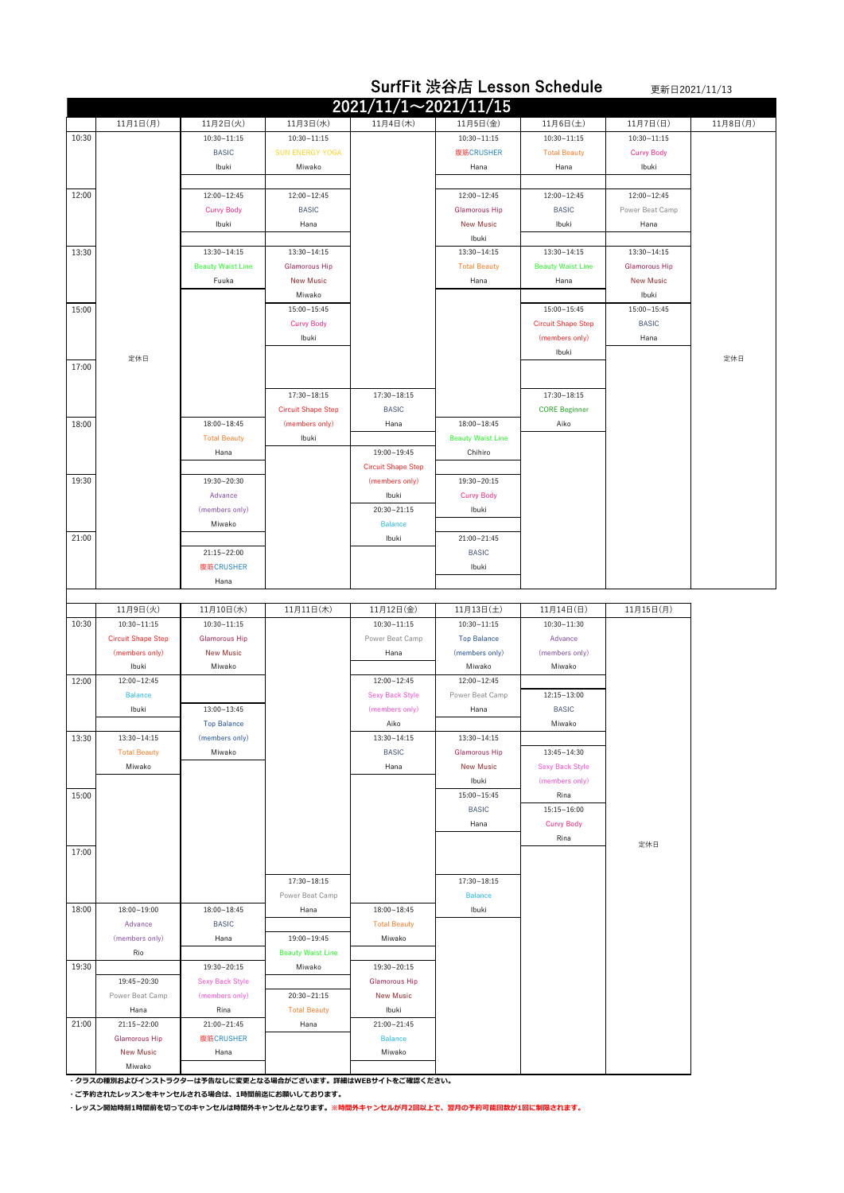# SurfFit 渋谷店 Lesson Schedule

更新日2021/11/13

## 2021/11/1～2021/11/15

| | 11月1日(月) | 11月2日(火) | 11月3日(水) | 11月4日(木) | 11月5日(金) | 11月6日(土) | 11月7日(日) | 11月8日(月) |
|---|---|---|---|---|---|---|---|---|
| 10:30 | 定休日 | 10:30~11:15 BASIC Ibuki | 10:30~11:15 SUN ENERGY YOGA Miwako | | 10:30~11:15 腹筋CRUSHER Hana | 10:30~11:15 Total Beauty Hana | 10:30~11:15 Curvy Body Ibuki | 定休日 |
| 12:00 | | 12:00~12:45 Curvy Body Ibuki | 12:00~12:45 BASIC Hana | | 12:00~12:45 Glamorous Hip New Music Ibuki | 12:00~12:45 BASIC Ibuki | 12:00~12:45 Power Beat Camp Hana | |
| 13:30 | | 13:30~14:15 Beauty Waist Line Fuuka | 13:30~14:15 Glamorous Hip New Music Miwako | | 13:30~14:15 Total Beauty Hana | 13:30~14:15 Beauty Waist Line Hana | 13:30~14:15 Glamorous Hip New Music Ibuki | |
| 15:00 | | | 15:00~15:45 Curvy Body Ibuki | | | 15:00~15:45 Circuit Shape Step (members only) Ibuki | 15:00~15:45 BASIC Hana | |
| 17:00 | | | 17:30~18:15 Circuit Shape Step (members only) Ibuki | 17:30~18:15 BASIC Hana | | 17:30~18:15 CORE Beginner Aiko | | |
| 18:00 | | 18:00~18:45 Total Beauty Hana | | 19:00~19:45 Circuit Shape Step (members only) Ibuki | 18:00~18:45 Beauty Waist Line Chihiro | | | |
| 19:30 | | 19:30~20:30 Advance (members only) Miwako | | 20:30~21:15 Balance Ibuki | 19:30~20:15 Curvy Body Ibuki | | | |
| 21:00 | | 21:15~22:00 腹筋CRUSHER Hana | | | 21:00~21:45 BASIC Ibuki | | | |

| | 11月9日(火) | 11月10日(水) | 11月11日(木) | 11月12日(金) | 11月13日(土) | 11月14日(日) | 11月15日(月) |
|---|---|---|---|---|---|---|---|
| 10:30 | 10:30~11:15 Circuit Shape Step (members only) Ibuki | 10:30~11:15 Glamorous Hip New Music Miwako | | 10:30~11:15 Power Beat Camp Hana | 10:30~11:15 Top Balance (members only) Miwako | 10:30~11:30 Advance (members only) Miwako | 定休日 |
| 12:00 | 12:00~12:45 Balance Ibuki | 13:00~13:45 Top Balance (members only) Miwako | | 12:00~12:45 Sexy Back Style (members only) Aiko | 12:00~12:45 Power Beat Camp Hana | 12:15~13:00 BASIC Miwako | |
| 13:30 | 13:30~14:15 Total Beauty Miwako | | | 13:30~14:15 BASIC Hana | 13:30~14:15 Glamorous Hip New Music Ibuki | 13:45~14:30 Sexy Back Style (members only) Rina | |
| 15:00 | | | | | 15:00~15:45 BASIC Hana | 15:15~16:00 Curvy Body Rina | |
| 17:00 | | | 17:30~18:15 Power Beat Camp Hana | | 17:30~18:15 Balance Ibuki | | |
| 18:00 | 18:00~19:00 Advance (members only) Rio | 18:00~18:45 BASIC Hana | 19:00~19:45 Beauty Waist Line Miwako | 18:00~18:45 Total Beauty Miwako | | | |
| 19:30 | 19:45~20:30 Power Beat Camp Hana | 19:30~20:15 Sexy Back Style (members only) Rina | 20:30~21:15 Total Beauty Hana | 19:30~20:15 Glamorous Hip New Music Ibuki | | | |
| 21:00 | 21:15~22:00 Glamorous Hip New Music Miwako | 21:00~21:45 腹筋CRUSHER Hana | | 21:00~21:45 Balance Miwako | | | |

**・クラスの種別およびインストラクターは予告なしに変更となる場合がございます。詳細はWEBサイトをご確認ください。**

**・ご予約されたレッスンをキャンセルされる場合は、1時間前迄にお願いしております。**

**・レッスン開始時刻1時間前を切ってのキャンセルは時間外キャンセルとなります。※時間外キャンセルが月2回以上で、翌月の予約可能回数が1回に制限されます。**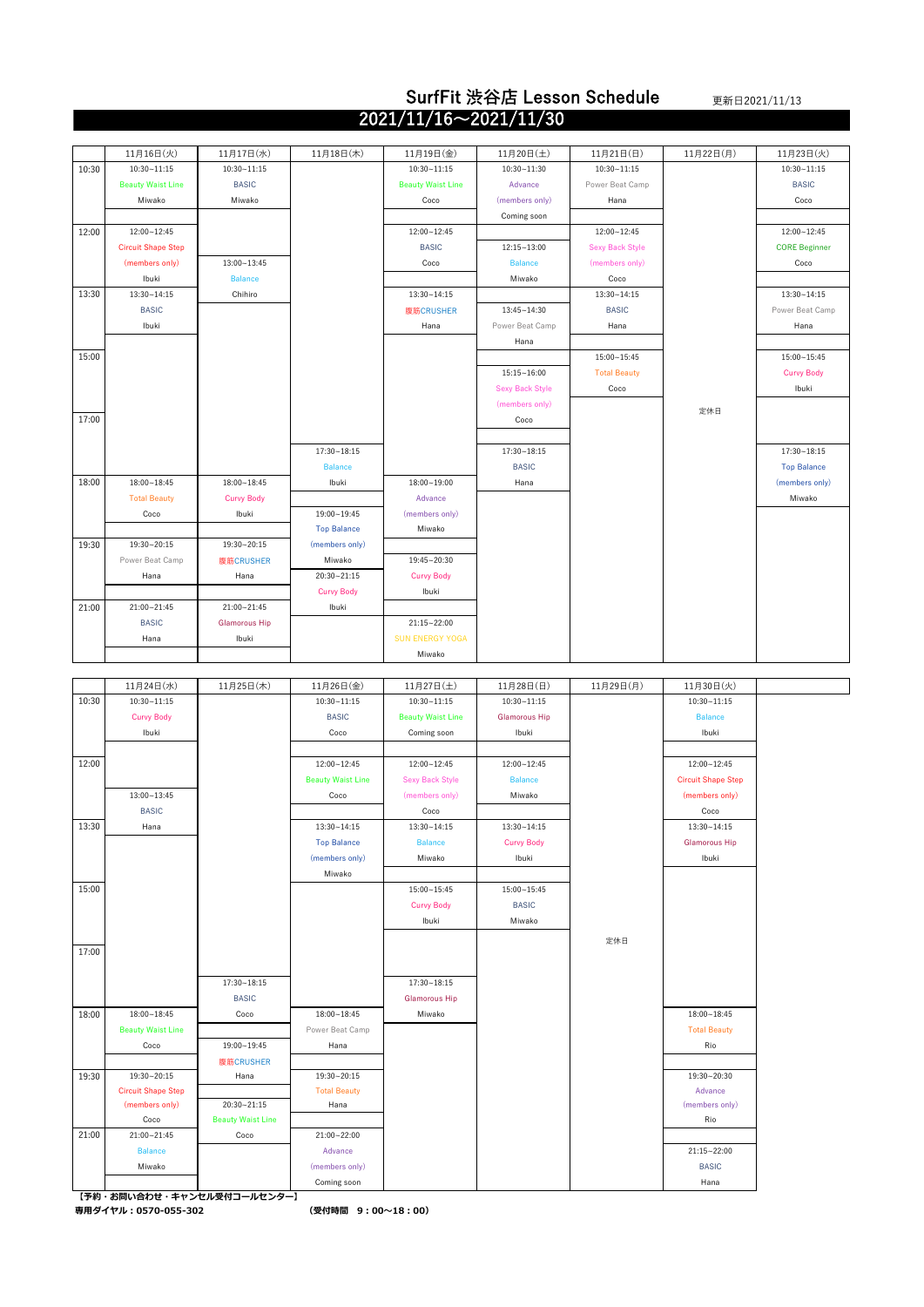# SurfFit 渋谷店 Lesson Schedule

更新日2021/11/13

## 2021/11/16〜2021/11/30

| | 11月16日(火) | 11月17日(水) | 11月18日(木) | 11月19日(金) | 11月20日(土) | 11月21日(日) | 11月22日(月) | 11月23日(火) |
|---|---|---|---|---|---|---|---|---|
| 10:30 | 10:30~11:15 Beauty Waist Line Miwako | 10:30~11:15 BASIC Miwako | | 10:30~11:15 Beauty Waist Line Coco | 10:30~11:30 Advance (members only) Coming soon | 10:30~11:15 Power Beat Camp Hana | 定休日 | 10:30~11:15 BASIC Coco |
| 12:00 | 12:00~12:45 Circuit Shape Step (members only) Ibuki | 13:00~13:45 Balance Chihiro | | 12:00~12:45 BASIC Coco | 12:15~13:00 Balance Miwako | 12:00~12:45 Sexy Back Style (members only) Coco | | 12:00~12:45 CORE Beginner Coco |
| 13:30 | 13:30~14:15 BASIC Ibuki | | | 13:30~14:15 腹筋CRUSHER Hana | 13:45~14:30 Power Beat Camp Hana | 13:30~14:15 BASIC Hana | | 13:30~14:15 Power Beat Camp Hana |
| 15:00 | | | | | 15:15~16:00 Sexy Back Style (members only) Coco | 15:00~15:45 Total Beauty Coco | | 15:00~15:45 Curvy Body Ibuki |
| 17:00 | | | 17:30~18:15 Balance Ibuki | | 17:30~18:15 BASIC Hana | | | 17:30~18:15 Top Balance (members only) Miwako |
| 18:00 | 18:00~18:45 Total Beauty Coco | 18:00~18:45 Curvy Body Ibuki | 19:00~19:45 Top Balance (members only) Miwako | 18:00~19:00 Advance (members only) Miwako | | | | |
| 19:30 | 19:30~20:15 Power Beat Camp Hana | 19:30~20:15 腹筋CRUSHER Hana | 20:30~21:15 Curvy Body Ibuki | 19:45~20:30 Curvy Body Ibuki | | | | |
| 21:00 | 21:00~21:45 BASIC Hana | 21:00~21:45 Glamorous Hip Ibuki | | 21:15~22:00 SUN ENERGY YOGA Miwako | | | | |

| | 11月24日(水) | 11月25日(木) | 11月26日(金) | 11月27日(土) | 11月28日(日) | 11月29日(月) | 11月30日(火) |
|---|---|---|---|---|---|---|---|
| 10:30 | 10:30~11:15 Curvy Body Ibuki | | 10:30~11:15 BASIC Coco | 10:30~11:15 Beauty Waist Line Coming soon | 10:30~11:15 Glamorous Hip Ibuki | 定休日 | 10:30~11:15 Balance Ibuki |
| 12:00 | 13:00~13:45 BASIC Hana | | 12:00~12:45 Beauty Waist Line Coco | 12:00~12:45 Sexy Back Style (members only) Coco | 12:00~12:45 Balance Miwako | | 12:00~12:45 Circuit Shape Step (members only) Coco |
| 13:30 | | | 13:30~14:15 Top Balance (members only) Miwako | 13:30~14:15 Balance Miwako | 13:30~14:15 Curvy Body Ibuki | | 13:30~14:15 Glamorous Hip Ibuki |
| 15:00 | | | | 15:00~15:45 Curvy Body Ibuki | 15:00~15:45 BASIC Miwako | | |
| 17:00 | | 17:30~18:15 BASIC Coco | | 17:30~18:15 Glamorous Hip Miwako | | | |
| 18:00 | 18:00~18:45 Beauty Waist Line Coco | 19:00~19:45 腹筋CRUSHER Hana | 18:00~18:45 Power Beat Camp Hana | | | | 18:00~18:45 Total Beauty Rio |
| 19:30 | 19:30~20:15 Circuit Shape Step (members only) Coco | 20:30~21:15 Beauty Waist Line Coco | 19:30~20:15 Total Beauty Hana | | | | 19:30~20:30 Advance (members only) Rio |
| 21:00 | 21:00~21:45 Balance Miwako | | 21:00~22:00 Advance (members only) Coming soon | | | | 21:15~22:00 BASIC Hana |

**【予約・お問い合わせ・キャンセル受付コールセンター】**

**専用ダイヤル：0570-055-302** **(受付時間 9：00〜18：00)**